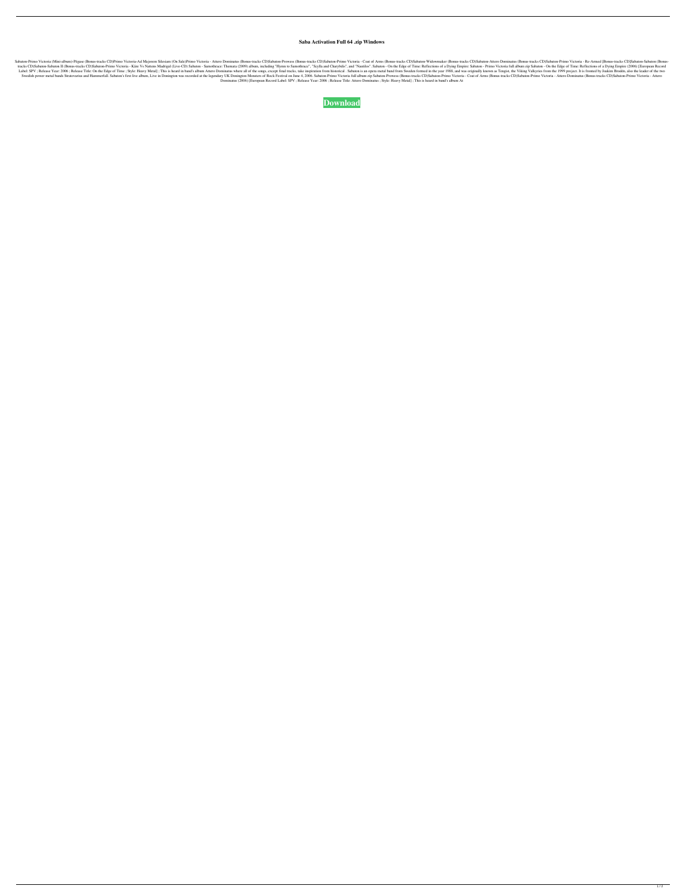# Saba Activation Full 64 .zip Windows

Sabaton-Primo Victoria (Mini-album)-Pegase (Bonus-tracks CD)Primo Victoria-Ad Majorem Silesiam (On Sale)Primo Victoria - Attero Dominatus (Bonus-tracks CD)Sabaton-Prowess (Bonus-tracks CD)Sabaton-Primo Victoria - Coat of Arms (Bonus-tracks CD)Sabaton-Widowmaker (Bonus-tracks CD)Sabaton-Attero Dominatus (Bonus-tracks CD)Sabaton-Primo Victoria - Re-Armed [Bonus-tracks CD]Sabaton-Sabaton (Bonus-tracks CD)Sabaton-Sabaton II (Bonus-tracks CD)Sabaton-Primo Victoria - Käre Vs Nattens Madrigal (Live-CD) Sabaton - Samothrace: Themata (2009) album, including "Hymn to Samothrace", "Scylla and Charybdis", and "Nautilos". Sabaton - On the Edge of Time: Reflections of a Dying Empire: Sabaton - Primo Victoria full album zip Sabaton - On the Edge of Time: Reflections of a Dying Empire (2006) [European Record Label: SPV ; Release Year: 2006 ; Release Title: On the Edge of Time ; Style: Heavy Metal] ; This is heard in band's album Attero Dominatus where all of the songs, except final tracks, take inspiration from historical . Sabaton is an opera metal band from Sweden formed in the year 1988, and was originally known as Tengist, the Viking Valkyries from the 1999 project. It is fronted by Joakim Brodén, also the leader of the two Swedish power metal bands Stratovarius and Hammerfall. Sabaton's first live album, Live in Donington was recorded at the legendary UK Donington Monsters of Rock Festival on June 4, 2006. Sabaton-Primo Victoria full album zip Sabaton-Prowess (Bonus-tracks CD)Sabaton-Primo Victoria - Coat of Arms (Bonus-tracks CD)Sabaton-Primo Victoria - Attero Dominatus (Bonus-tracks CD)Sabaton-Primo Victoria - Attero Dominatus (2006) [European Record Label: SPV ; Release Year: 2006 ; Release Title: Attero Dominatus ; Style: Heavy Metal] ; This is heard in band's album At

**Download**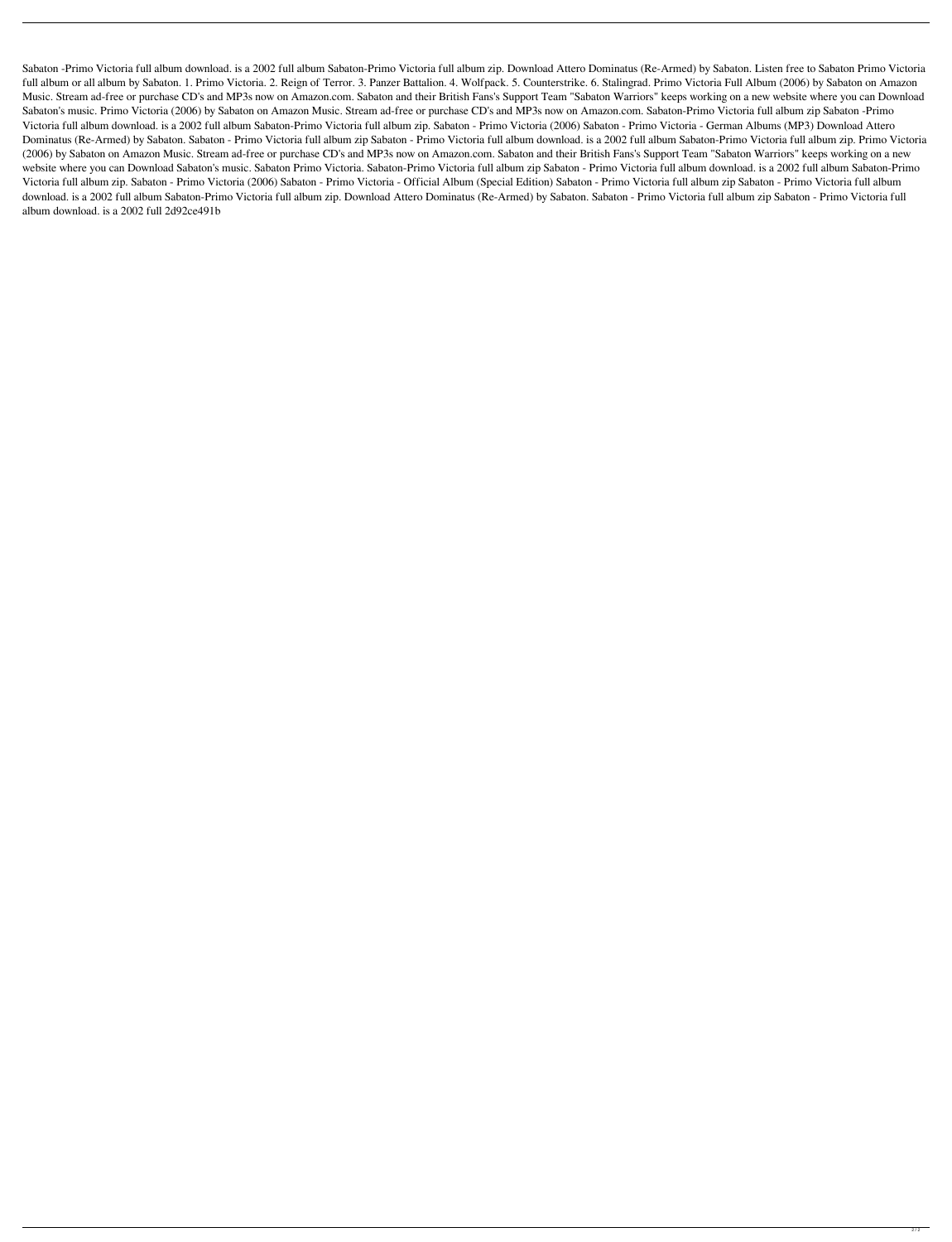Sabaton -Primo Victoria full album download. is a 2002 full album Sabaton-Primo Victoria full album zip. Download Attero Dominatus (Re-Armed) by Sabaton. Listen free to Sabaton Primo Victoria full album or all album by Sabaton. 1. Primo Victoria. 2. Reign of Terror. 3. Panzer Battalion. 4. Wolfpack. 5. Counterstrike. 6. Stalingrad. Primo Victoria Full Album (2006) by Sabaton on Amazon Music. Stream ad-free or purchase CD's and MP3s now on Amazon.com. Sabaton and their British Fans's Support Team "Sabaton Warriors" keeps working on a new website where you can Download Sabaton's music. Primo Victoria (2006) by Sabaton on Amazon Music. Stream ad-free or purchase CD's and MP3s now on Amazon.com. Sabaton-Primo Victoria full album zip Sabaton -Primo Victoria full album download. is a 2002 full album Sabaton-Primo Victoria full album zip. Sabaton - Primo Victoria (2006) Sabaton - Primo Victoria - German Albums (MP3) Download Attero Dominatus (Re-Armed) by Sabaton. Sabaton - Primo Victoria full album zip Sabaton - Primo Victoria full album download. is a 2002 full album Sabaton-Primo Victoria full album zip. Primo Victoria (2006) by Sabaton on Amazon Music. Stream ad-free or purchase CD's and MP3s now on Amazon.com. Sabaton and their British Fans's Support Team "Sabaton Warriors" keeps working on a new website where you can Download Sabaton's music. Sabaton Primo Victoria. Sabaton-Primo Victoria full album zip Sabaton - Primo Victoria full album download. is a 2002 full album Sabaton-Primo Victoria full album zip. Sabaton - Primo Victoria (2006) Sabaton - Primo Victoria - Official Album (Special Edition) Sabaton - Primo Victoria full album zip Sabaton - Primo Victoria full album download. is a 2002 full album Sabaton-Primo Victoria full album zip. Download Attero Dominatus (Re-Armed) by Sabaton. Sabaton - Primo Victoria full album zip Sabaton - Primo Victoria full album download. is a 2002 full 2d92ce491b